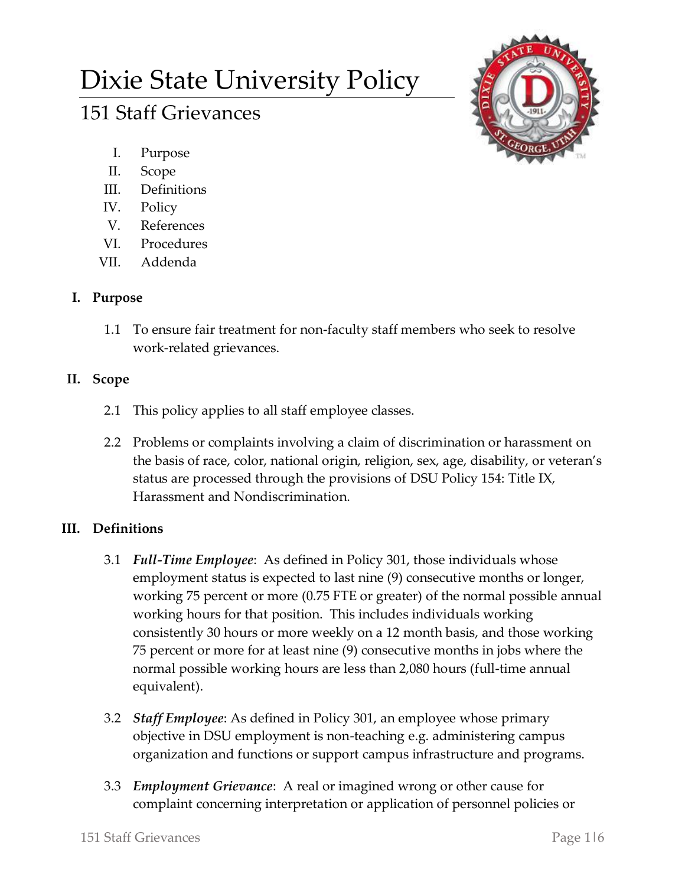# Dixie State University Policy

## 151 Staff Grievances

I. Purpose
II. Scope
III. Definitions
IV. Policy
V. References
VI. Procedures
VII. Addenda

### I. Purpose

1.1 To ensure fair treatment for non-faculty staff members who seek to resolve work-related grievances.

### II. Scope

2.1 This policy applies to all staff employee classes.

2.2 Problems or complaints involving a claim of discrimination or harassment on the basis of race, color, national origin, religion, sex, age, disability, or veteran's status are processed through the provisions of DSU Policy 154: Title IX, Harassment and Nondiscrimination.

### III. Definitions

3.1 ***Full-Time Employee***: As defined in Policy 301, those individuals whose employment status is expected to last nine (9) consecutive months or longer, working 75 percent or more (0.75 FTE or greater) of the normal possible annual working hours for that position. This includes individuals working consistently 30 hours or more weekly on a 12 month basis, and those working 75 percent or more for at least nine (9) consecutive months in jobs where the normal possible working hours are less than 2,080 hours (full-time annual equivalent).

3.2 ***Staff Employee***: As defined in Policy 301, an employee whose primary objective in DSU employment is non-teaching e.g. administering campus organization and functions or support campus infrastructure and programs.

3.3 ***Employment Grievance***: A real or imagined wrong or other cause for complaint concerning interpretation or application of personnel policies or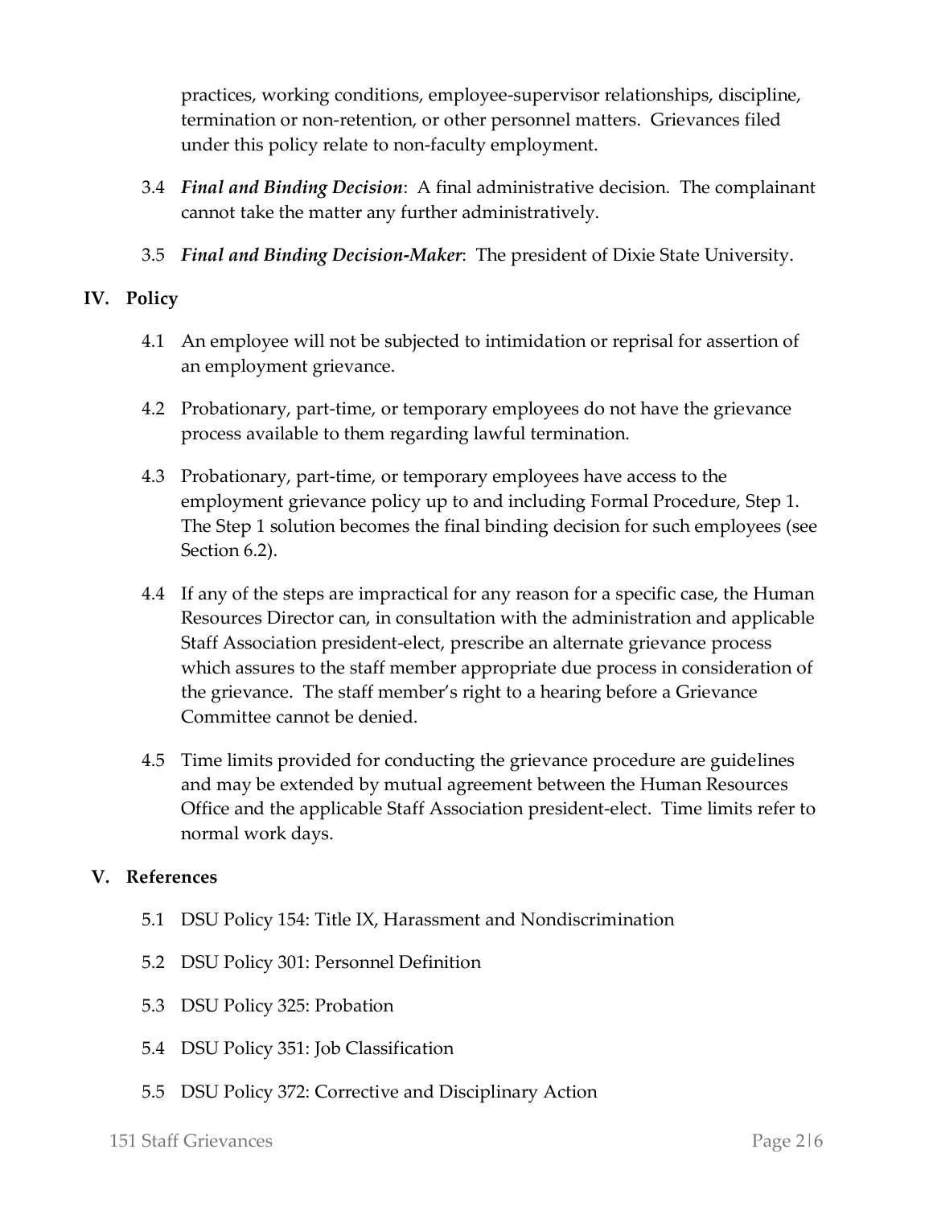practices, working conditions, employee-supervisor relationships, discipline, termination or non-retention, or other personnel matters. Grievances filed under this policy relate to non-faculty employment.

3.4 ***Final and Binding Decision***: A final administrative decision. The complainant cannot take the matter any further administratively.

3.5 ***Final and Binding Decision-Maker***: The president of Dixie State University.

## IV. Policy

4.1 An employee will not be subjected to intimidation or reprisal for assertion of an employment grievance.

4.2 Probationary, part-time, or temporary employees do not have the grievance process available to them regarding lawful termination.

4.3 Probationary, part-time, or temporary employees have access to the employment grievance policy up to and including Formal Procedure, Step 1. The Step 1 solution becomes the final binding decision for such employees (see Section 6.2).

4.4 If any of the steps are impractical for any reason for a specific case, the Human Resources Director can, in consultation with the administration and applicable Staff Association president-elect, prescribe an alternate grievance process which assures to the staff member appropriate due process in consideration of the grievance. The staff member's right to a hearing before a Grievance Committee cannot be denied.

4.5 Time limits provided for conducting the grievance procedure are guidelines and may be extended by mutual agreement between the Human Resources Office and the applicable Staff Association president-elect. Time limits refer to normal work days.

## V. References

5.1 DSU Policy 154: Title IX, Harassment and Nondiscrimination

5.2 DSU Policy 301: Personnel Definition

5.3 DSU Policy 325: Probation

5.4 DSU Policy 351: Job Classification

5.5 DSU Policy 372: Corrective and Disciplinary Action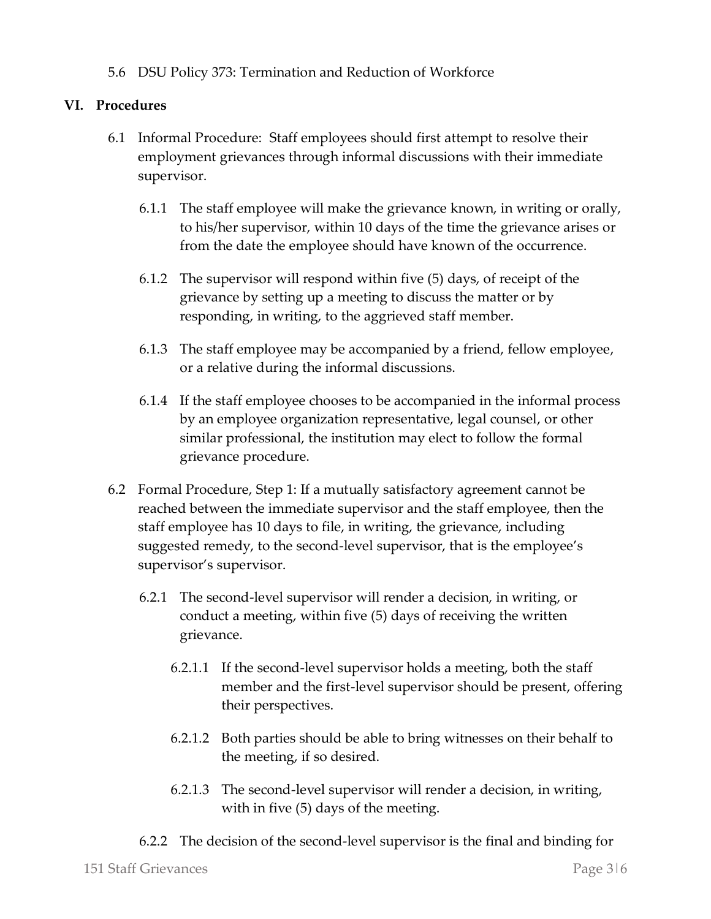5.6 DSU Policy 373: Termination and Reduction of Workforce

## VI. Procedures

6.1 Informal Procedure: Staff employees should first attempt to resolve their employment grievances through informal discussions with their immediate supervisor.

6.1.1 The staff employee will make the grievance known, in writing or orally, to his/her supervisor, within 10 days of the time the grievance arises or from the date the employee should have known of the occurrence.

6.1.2 The supervisor will respond within five (5) days, of receipt of the grievance by setting up a meeting to discuss the matter or by responding, in writing, to the aggrieved staff member.

6.1.3 The staff employee may be accompanied by a friend, fellow employee, or a relative during the informal discussions.

6.1.4 If the staff employee chooses to be accompanied in the informal process by an employee organization representative, legal counsel, or other similar professional, the institution may elect to follow the formal grievance procedure.

6.2 Formal Procedure, Step 1: If a mutually satisfactory agreement cannot be reached between the immediate supervisor and the staff employee, then the staff employee has 10 days to file, in writing, the grievance, including suggested remedy, to the second-level supervisor, that is the employee's supervisor's supervisor.

6.2.1 The second-level supervisor will render a decision, in writing, or conduct a meeting, within five (5) days of receiving the written grievance.

6.2.1.1 If the second-level supervisor holds a meeting, both the staff member and the first-level supervisor should be present, offering their perspectives.

6.2.1.2 Both parties should be able to bring witnesses on their behalf to the meeting, if so desired.

6.2.1.3 The second-level supervisor will render a decision, in writing, with in five (5) days of the meeting.

6.2.2 The decision of the second-level supervisor is the final and binding for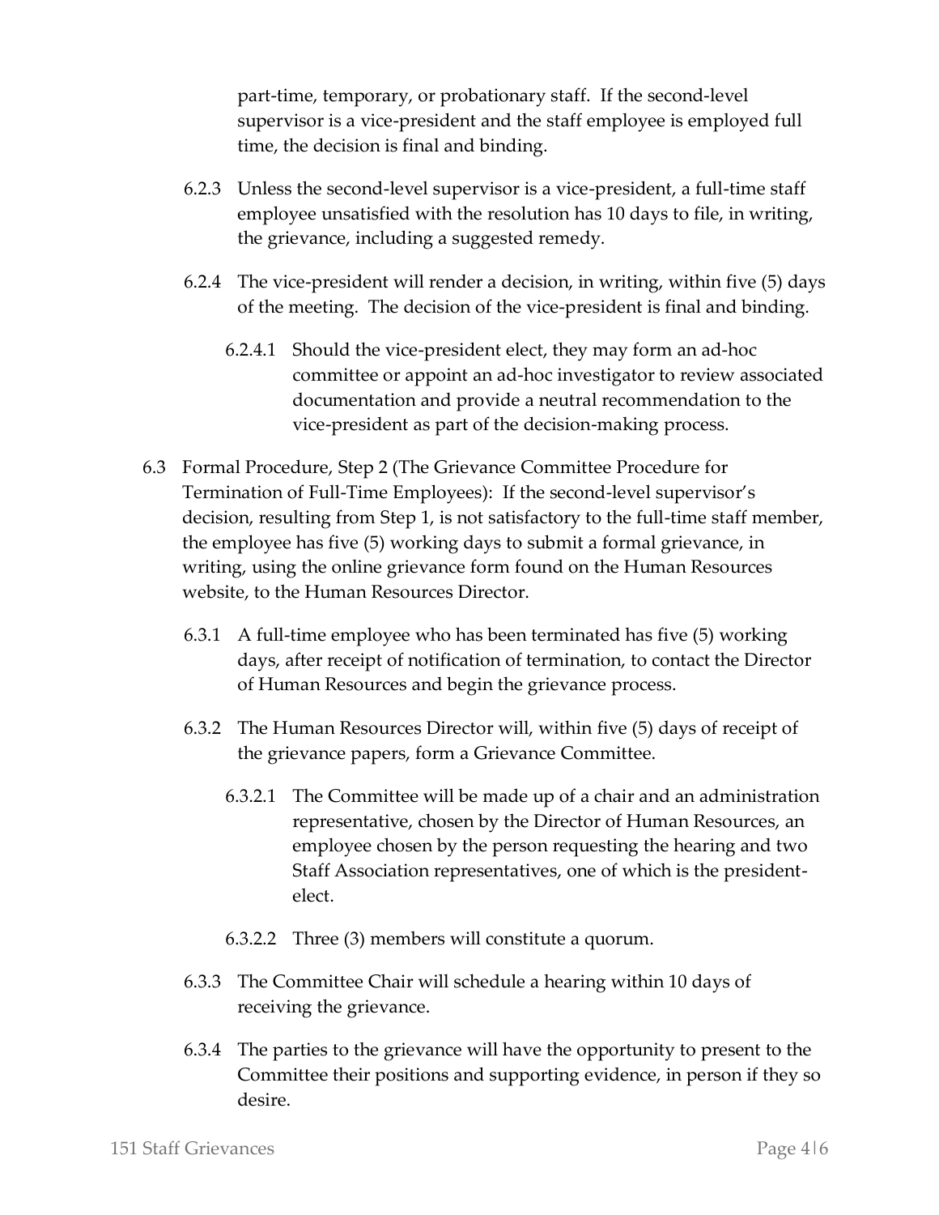part-time, temporary, or probationary staff. If the second-level supervisor is a vice-president and the staff employee is employed full time, the decision is final and binding.

6.2.3 Unless the second-level supervisor is a vice-president, a full-time staff employee unsatisfied with the resolution has 10 days to file, in writing, the grievance, including a suggested remedy.

6.2.4 The vice-president will render a decision, in writing, within five (5) days of the meeting. The decision of the vice-president is final and binding.

6.2.4.1 Should the vice-president elect, they may form an ad-hoc committee or appoint an ad-hoc investigator to review associated documentation and provide a neutral recommendation to the vice-president as part of the decision-making process.

6.3 Formal Procedure, Step 2 (The Grievance Committee Procedure for Termination of Full-Time Employees): If the second-level supervisor's decision, resulting from Step 1, is not satisfactory to the full-time staff member, the employee has five (5) working days to submit a formal grievance, in writing, using the online grievance form found on the Human Resources website, to the Human Resources Director.

6.3.1 A full-time employee who has been terminated has five (5) working days, after receipt of notification of termination, to contact the Director of Human Resources and begin the grievance process.

6.3.2 The Human Resources Director will, within five (5) days of receipt of the grievance papers, form a Grievance Committee.

6.3.2.1 The Committee will be made up of a chair and an administration representative, chosen by the Director of Human Resources, an employee chosen by the person requesting the hearing and two Staff Association representatives, one of which is the president-elect.

6.3.2.2 Three (3) members will constitute a quorum.

6.3.3 The Committee Chair will schedule a hearing within 10 days of receiving the grievance.

6.3.4 The parties to the grievance will have the opportunity to present to the Committee their positions and supporting evidence, in person if they so desire.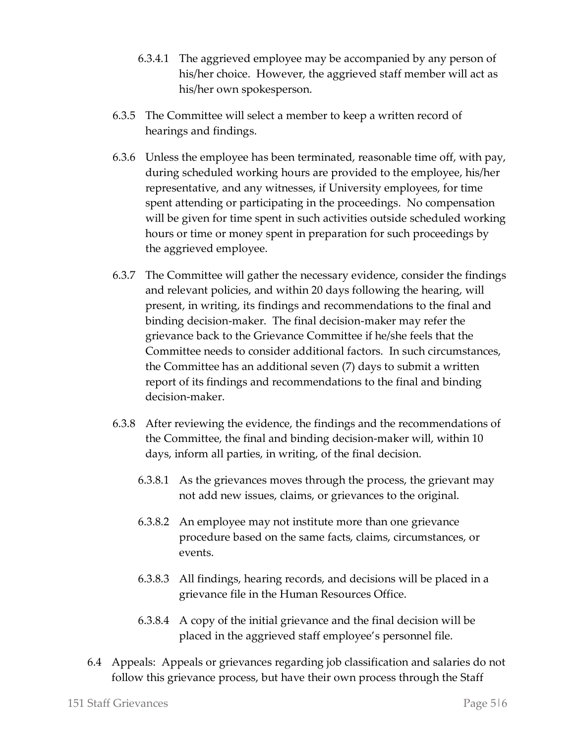6.3.4.1 The aggrieved employee may be accompanied by any person of his/her choice. However, the aggrieved staff member will act as his/her own spokesperson.

6.3.5 The Committee will select a member to keep a written record of hearings and findings.

6.3.6 Unless the employee has been terminated, reasonable time off, with pay, during scheduled working hours are provided to the employee, his/her representative, and any witnesses, if University employees, for time spent attending or participating in the proceedings. No compensation will be given for time spent in such activities outside scheduled working hours or time or money spent in preparation for such proceedings by the aggrieved employee.

6.3.7 The Committee will gather the necessary evidence, consider the findings and relevant policies, and within 20 days following the hearing, will present, in writing, its findings and recommendations to the final and binding decision-maker. The final decision-maker may refer the grievance back to the Grievance Committee if he/she feels that the Committee needs to consider additional factors. In such circumstances, the Committee has an additional seven (7) days to submit a written report of its findings and recommendations to the final and binding decision-maker.

6.3.8 After reviewing the evidence, the findings and the recommendations of the Committee, the final and binding decision-maker will, within 10 days, inform all parties, in writing, of the final decision.

6.3.8.1 As the grievances moves through the process, the grievant may not add new issues, claims, or grievances to the original.

6.3.8.2 An employee may not institute more than one grievance procedure based on the same facts, claims, circumstances, or events.

6.3.8.3 All findings, hearing records, and decisions will be placed in a grievance file in the Human Resources Office.

6.3.8.4 A copy of the initial grievance and the final decision will be placed in the aggrieved staff employee's personnel file.

6.4 Appeals: Appeals or grievances regarding job classification and salaries do not follow this grievance process, but have their own process through the Staff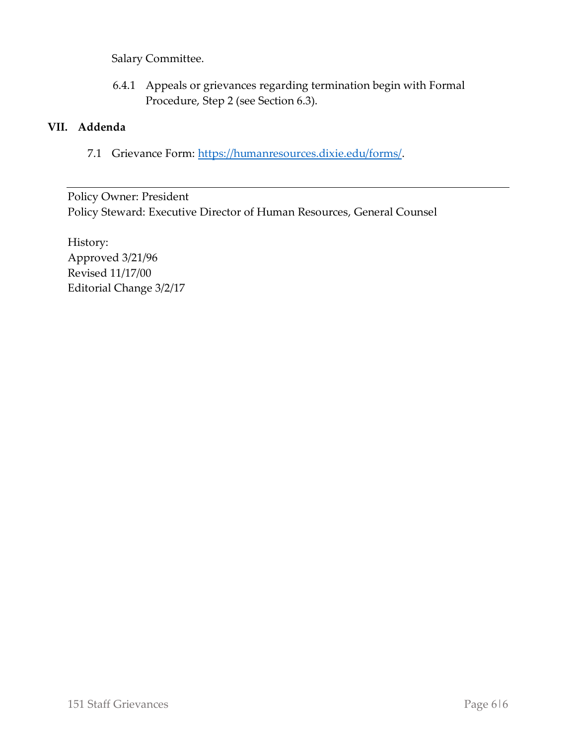Salary Committee.

6.4.1 Appeals or grievances regarding termination begin with Formal Procedure, Step 2 (see Section 6.3).

## VII. Addenda

7.1 Grievance Form: [https://humanresources.dixie.edu/forms/](https://humanresources.dixie.edu/forms/).

---

Policy Owner: President
Policy Steward: Executive Director of Human Resources, General Counsel

History:
Approved 3/21/96
Revised 11/17/00
Editorial Change 3/2/17